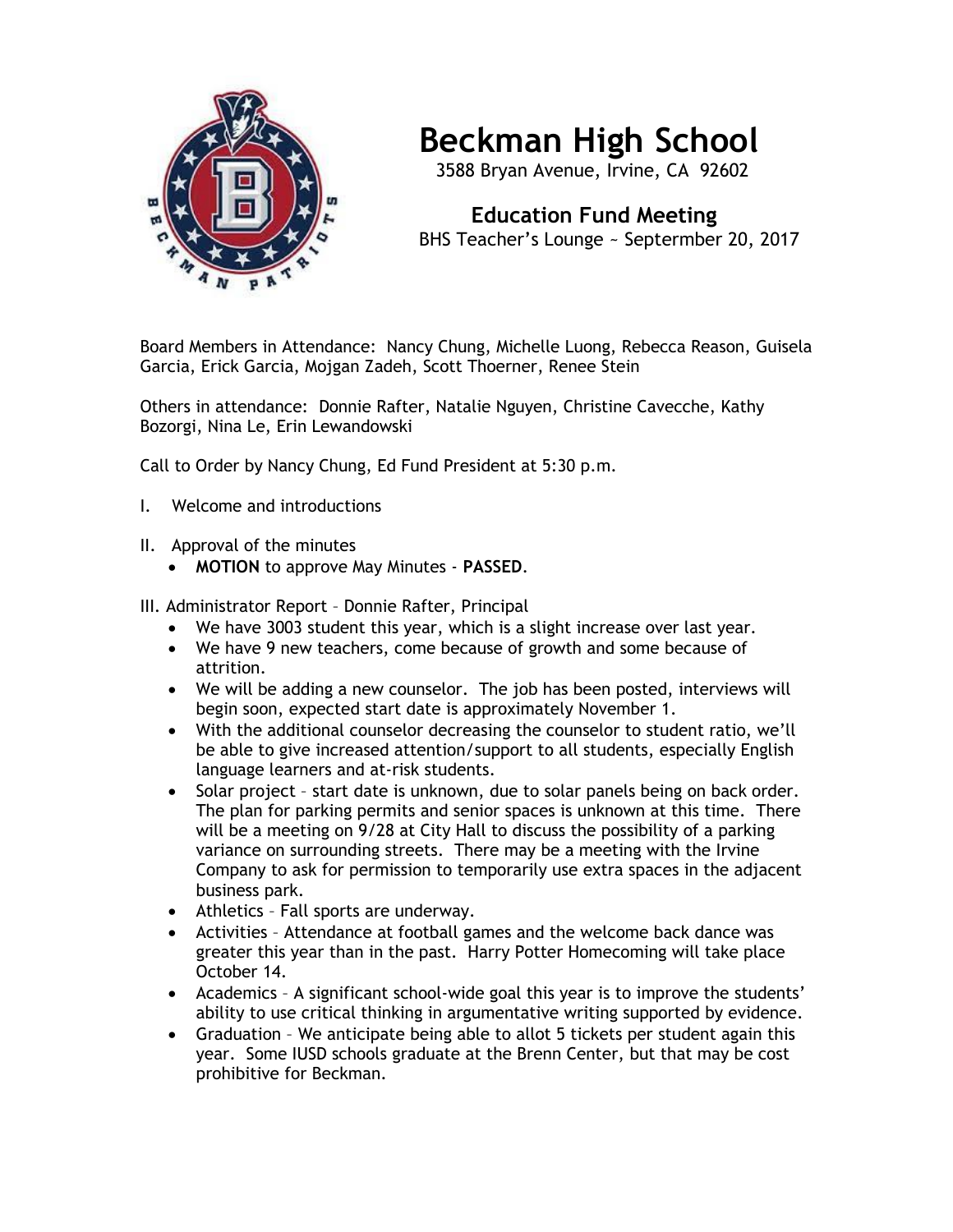# Beckman High School

3588 Bryan Avenue, Irvine, CA 92602

## Education Fund Meeting

BHS Teacher's Lounge ~ Septermber 20, 2017

Board Members in Attendance: Nancy Chung, Michelle Luong, Rebecca Reason, Guisela Garcia, Erick Garcia, Mojgan Zadeh, Scott Thoerner, Renee Stein

Others in attendance: Donnie Rafter, Natalie Nguyen, Christine Cavecche, Kathy Bozorgi, Nina Le, Erin Lewandowski

Call to Order by Nancy Chung, Ed Fund President at 5:30 p.m.

I. Welcome and introductions

II. Approval of the minutes
- **MOTION** to approve May Minutes - **PASSED**.

III. Administrator Report – Donnie Rafter, Principal
- We have 3003 student this year, which is a slight increase over last year.
- We have 9 new teachers, come because of growth and some because of attrition.
- We will be adding a new counselor. The job has been posted, interviews will begin soon, expected start date is approximately November 1.
- With the additional counselor decreasing the counselor to student ratio, we'll be able to give increased attention/support to all students, especially English language learners and at-risk students.
- Solar project – start date is unknown, due to solar panels being on back order. The plan for parking permits and senior spaces is unknown at this time. There will be a meeting on 9/28 at City Hall to discuss the possibility of a parking variance on surrounding streets. There may be a meeting with the Irvine Company to ask for permission to temporarily use extra spaces in the adjacent business park.
- Athletics – Fall sports are underway.
- Activities – Attendance at football games and the welcome back dance was greater this year than in the past. Harry Potter Homecoming will take place October 14.
- Academics – A significant school-wide goal this year is to improve the students' ability to use critical thinking in argumentative writing supported by evidence.
- Graduation – We anticipate being able to allot 5 tickets per student again this year. Some IUSD schools graduate at the Brenn Center, but that may be cost prohibitive for Beckman.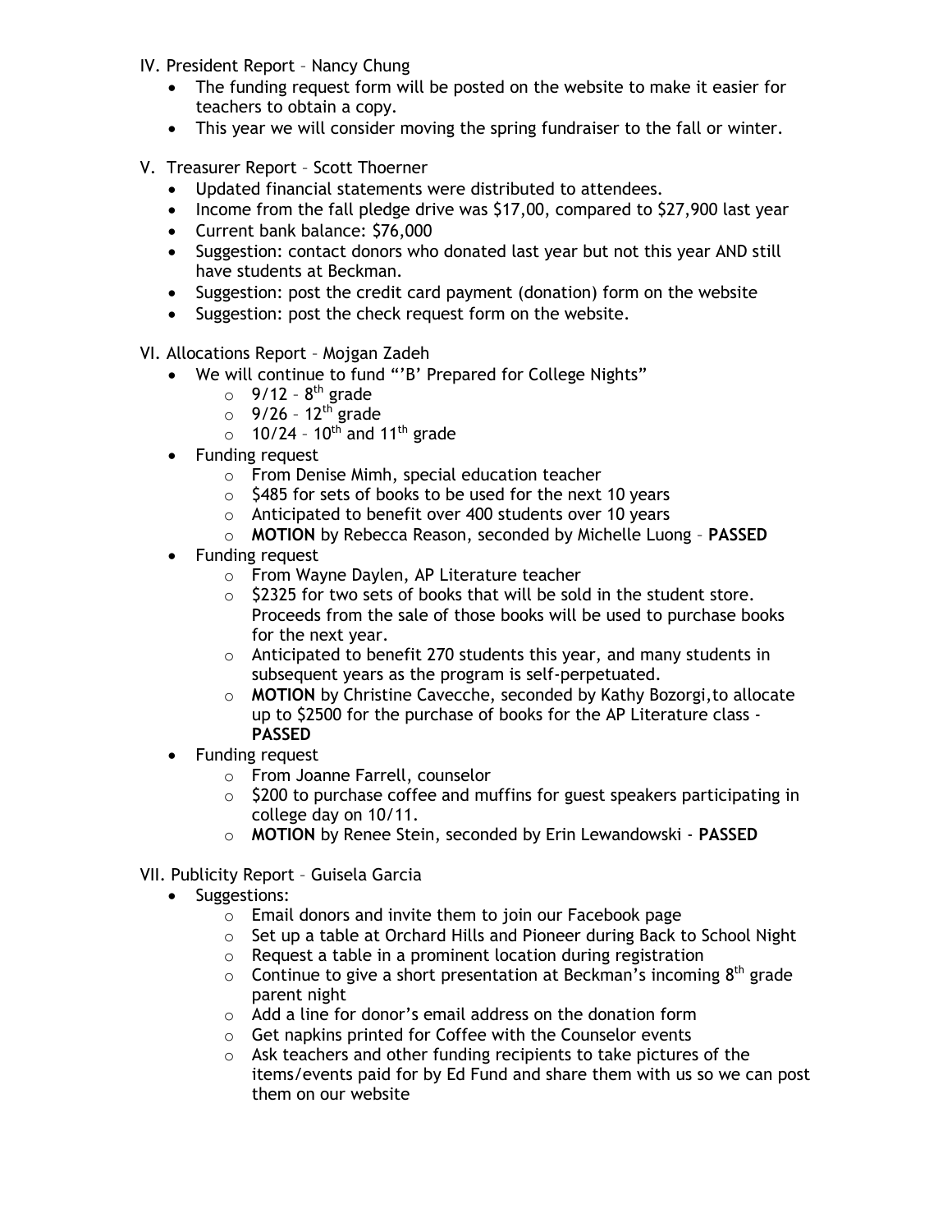IV. President Report – Nancy Chung

- The funding request form will be posted on the website to make it easier for teachers to obtain a copy.
- This year we will consider moving the spring fundraiser to the fall or winter.

V. Treasurer Report – Scott Thoerner

- Updated financial statements were distributed to attendees.
- Income from the fall pledge drive was $17,00, compared to $27,900 last year
- Current bank balance: $76,000
- Suggestion: contact donors who donated last year but not this year AND still have students at Beckman.
- Suggestion: post the credit card payment (donation) form on the website
- Suggestion: post the check request form on the website.

VI. Allocations Report – Mojgan Zadeh

- We will continue to fund "'B' Prepared for College Nights"
  - 9/12 – 8th grade
  - 9/26 – 12th grade
  - 10/24 – 10th and 11th grade
- Funding request
  - From Denise Mimh, special education teacher
  - $485 for sets of books to be used for the next 10 years
  - Anticipated to benefit over 400 students over 10 years
  - **MOTION** by Rebecca Reason, seconded by Michelle Luong – **PASSED**
- Funding request
  - From Wayne Daylen, AP Literature teacher
  - $2325 for two sets of books that will be sold in the student store. Proceeds from the sale of those books will be used to purchase books for the next year.
  - Anticipated to benefit 270 students this year, and many students in subsequent years as the program is self-perpetuated.
  - **MOTION** by Christine Cavecche, seconded by Kathy Bozorgi,to allocate up to $2500 for the purchase of books for the AP Literature class - **PASSED**
- Funding request
  - From Joanne Farrell, counselor
  - $200 to purchase coffee and muffins for guest speakers participating in college day on 10/11.
  - **MOTION** by Renee Stein, seconded by Erin Lewandowski - **PASSED**

VII. Publicity Report – Guisela Garcia

- Suggestions:
  - Email donors and invite them to join our Facebook page
  - Set up a table at Orchard Hills and Pioneer during Back to School Night
  - Request a table in a prominent location during registration
  - Continue to give a short presentation at Beckman's incoming 8th grade parent night
  - Add a line for donor's email address on the donation form
  - Get napkins printed for Coffee with the Counselor events
  - Ask teachers and other funding recipients to take pictures of the items/events paid for by Ed Fund and share them with us so we can post them on our website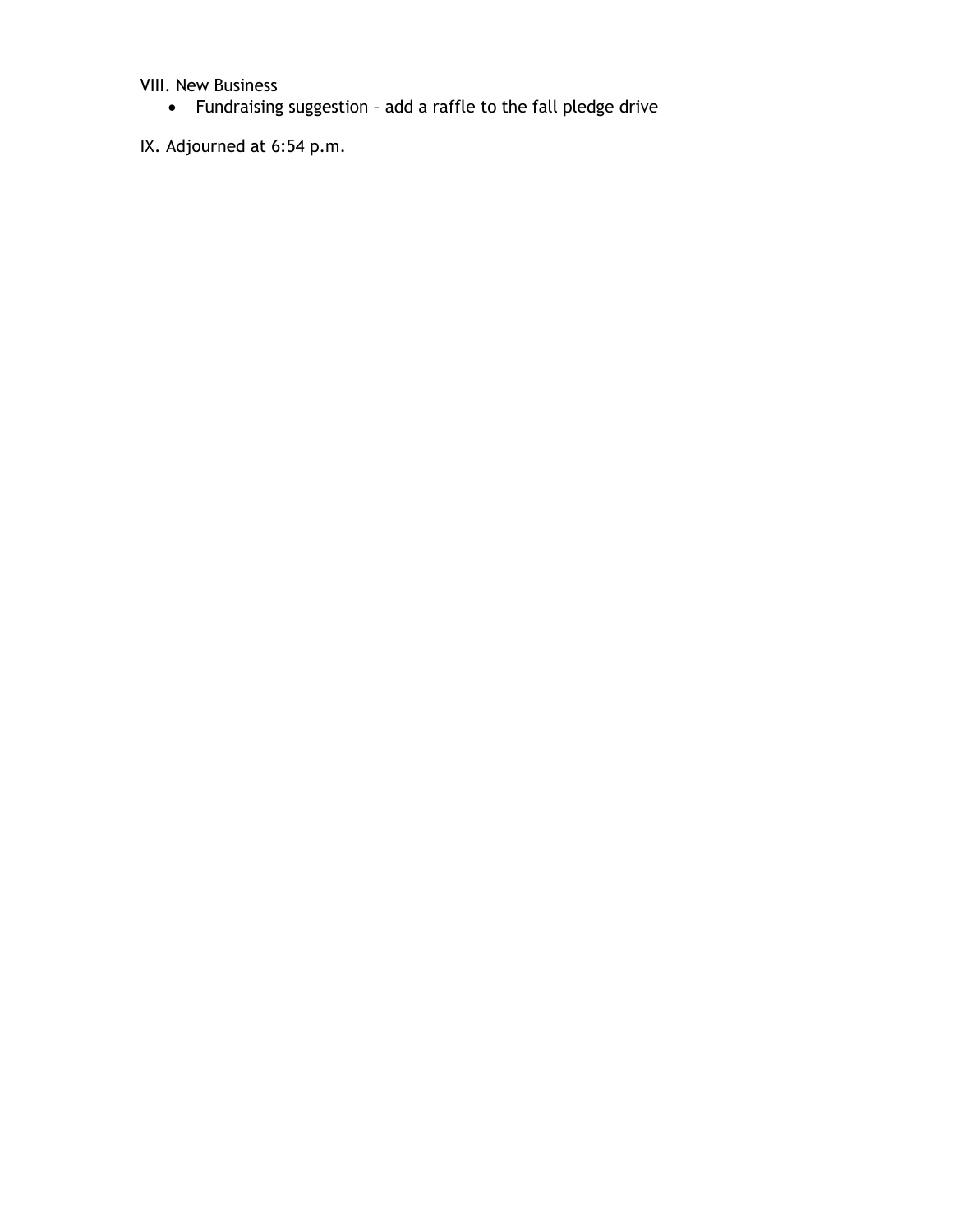VIII. New Business

- Fundraising suggestion – add a raffle to the fall pledge drive

IX. Adjourned at 6:54 p.m.